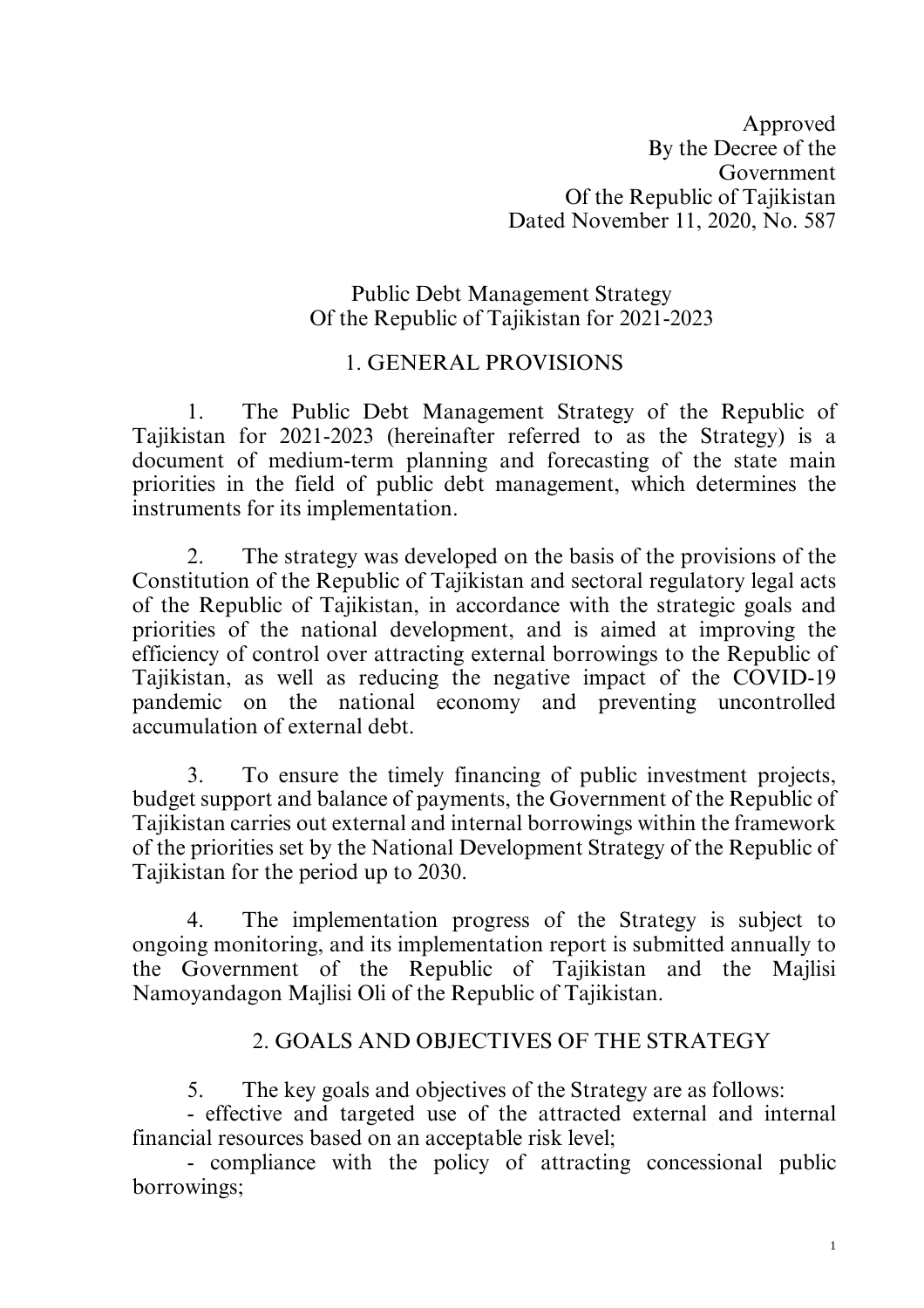Approved
By the Decree of the
Government
Of the Republic of Tajikistan
Dated November 11, 2020, No. 587

# Public Debt Management Strategy
# Of the Republic of Tajikistan for 2021-2023

## 1. GENERAL PROVISIONS

1. The Public Debt Management Strategy of the Republic of Tajikistan for 2021-2023 (hereinafter referred to as the Strategy) is a document of medium-term planning and forecasting of the state main priorities in the field of public debt management, which determines the instruments for its implementation.

2. The strategy was developed on the basis of the provisions of the Constitution of the Republic of Tajikistan and sectoral regulatory legal acts of the Republic of Tajikistan, in accordance with the strategic goals and priorities of the national development, and is aimed at improving the efficiency of control over attracting external borrowings to the Republic of Tajikistan, as well as reducing the negative impact of the COVID-19 pandemic on the national economy and preventing uncontrolled accumulation of external debt.

3. To ensure the timely financing of public investment projects, budget support and balance of payments, the Government of the Republic of Tajikistan carries out external and internal borrowings within the framework of the priorities set by the National Development Strategy of the Republic of Tajikistan for the period up to 2030.

4. The implementation progress of the Strategy is subject to ongoing monitoring, and its implementation report is submitted annually to the Government of the Republic of Tajikistan and the Majlisi Namoyandagon Majlisi Oli of the Republic of Tajikistan.

## 2. GOALS AND OBJECTIVES OF THE STRATEGY

5. The key goals and objectives of the Strategy are as follows:

- effective and targeted use of the attracted external and internal financial resources based on an acceptable risk level;
- compliance with the policy of attracting concessional public borrowings;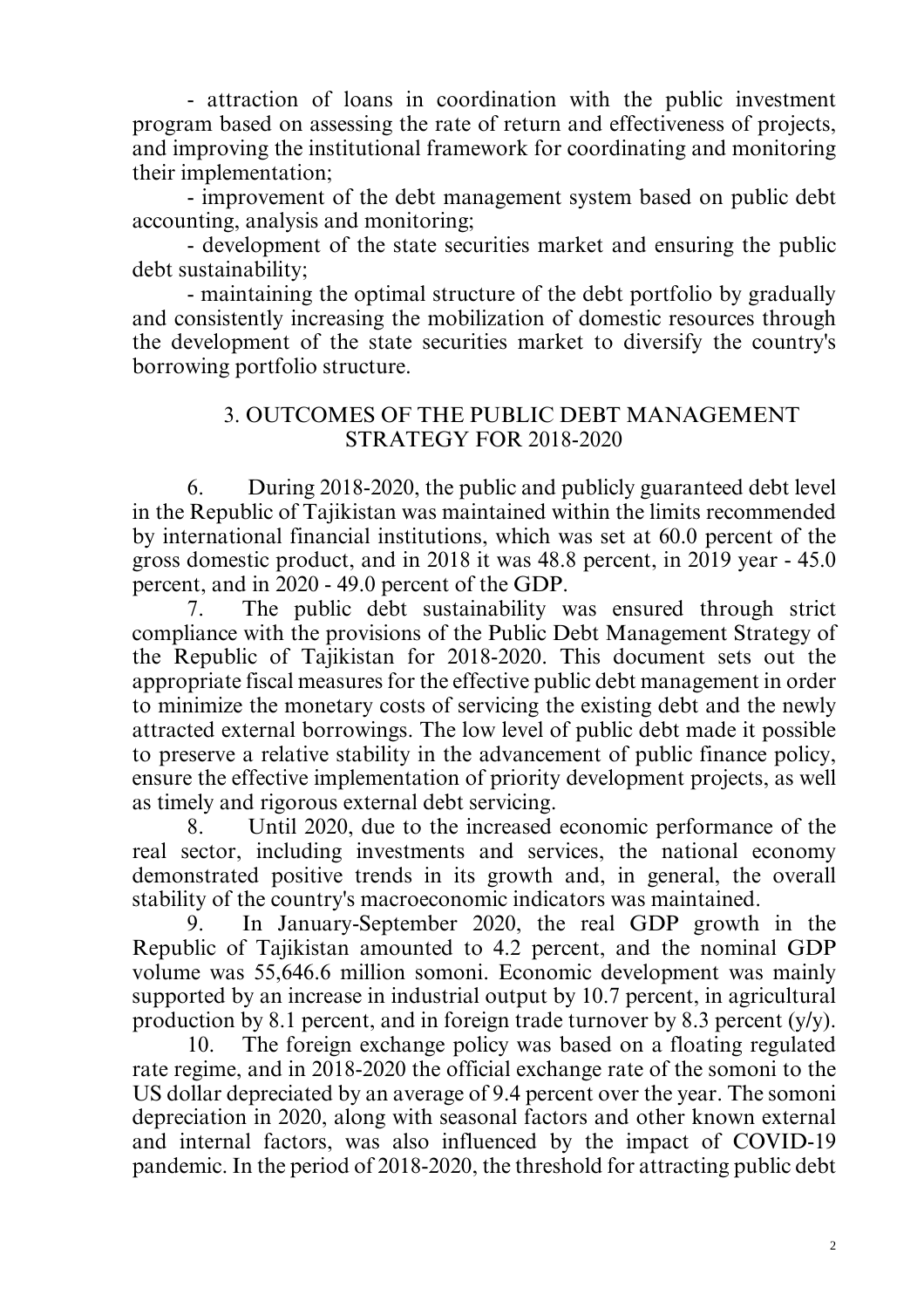- attraction of loans in coordination with the public investment program based on assessing the rate of return and effectiveness of projects, and improving the institutional framework for coordinating and monitoring their implementation;

- improvement of the debt management system based on public debt accounting, analysis and monitoring;

- development of the state securities market and ensuring the public debt sustainability;

- maintaining the optimal structure of the debt portfolio by gradually and consistently increasing the mobilization of domestic resources through the development of the state securities market to diversify the country's borrowing portfolio structure.

## 3. OUTCOMES OF THE PUBLIC DEBT MANAGEMENT STRATEGY FOR 2018-2020

6. During 2018-2020, the public and publicly guaranteed debt level in the Republic of Tajikistan was maintained within the limits recommended by international financial institutions, which was set at 60.0 percent of the gross domestic product, and in 2018 it was 48.8 percent, in 2019 year - 45.0 percent, and in 2020 - 49.0 percent of the GDP.

7. The public debt sustainability was ensured through strict compliance with the provisions of the Public Debt Management Strategy of the Republic of Tajikistan for 2018-2020. This document sets out the appropriate fiscal measures for the effective public debt management in order to minimize the monetary costs of servicing the existing debt and the newly attracted external borrowings. The low level of public debt made it possible to preserve a relative stability in the advancement of public finance policy, ensure the effective implementation of priority development projects, as well as timely and rigorous external debt servicing.

8. Until 2020, due to the increased economic performance of the real sector, including investments and services, the national economy demonstrated positive trends in its growth and, in general, the overall stability of the country's macroeconomic indicators was maintained.

9. In January-September 2020, the real GDP growth in the Republic of Tajikistan amounted to 4.2 percent, and the nominal GDP volume was 55,646.6 million somoni. Economic development was mainly supported by an increase in industrial output by 10.7 percent, in agricultural production by 8.1 percent, and in foreign trade turnover by 8.3 percent (y/y).

10. The foreign exchange policy was based on a floating regulated rate regime, and in 2018-2020 the official exchange rate of the somoni to the US dollar depreciated by an average of 9.4 percent over the year. The somoni depreciation in 2020, along with seasonal factors and other known external and internal factors, was also influenced by the impact of COVID-19 pandemic. In the period of 2018-2020, the threshold for attracting public debt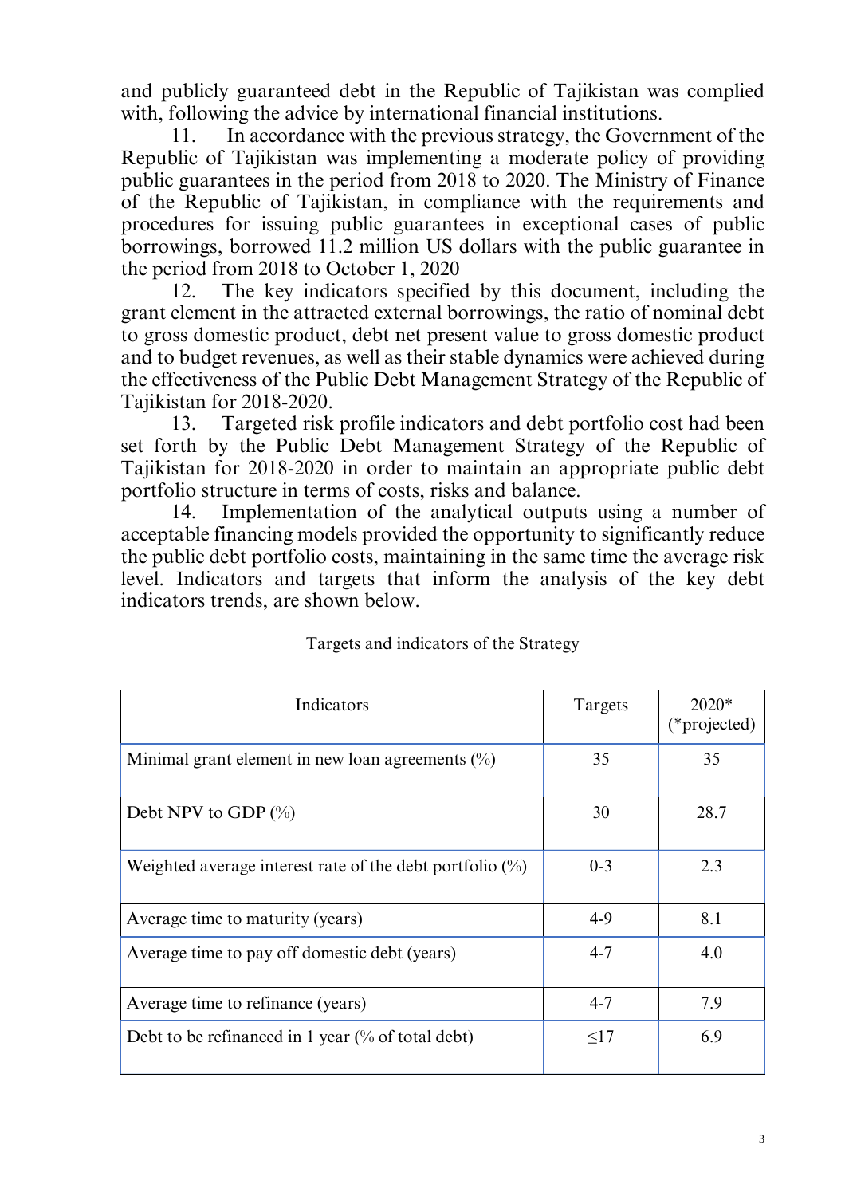and publicly guaranteed debt in the Republic of Tajikistan was complied with, following the advice by international financial institutions.

11. In accordance with the previous strategy, the Government of the Republic of Tajikistan was implementing a moderate policy of providing public guarantees in the period from 2018 to 2020. The Ministry of Finance of the Republic of Tajikistan, in compliance with the requirements and procedures for issuing public guarantees in exceptional cases of public borrowings, borrowed 11.2 million US dollars with the public guarantee in the period from 2018 to October 1, 2020

12. The key indicators specified by this document, including the grant element in the attracted external borrowings, the ratio of nominal debt to gross domestic product, debt net present value to gross domestic product and to budget revenues, as well as their stable dynamics were achieved during the effectiveness of the Public Debt Management Strategy of the Republic of Tajikistan for 2018-2020.

13. Targeted risk profile indicators and debt portfolio cost had been set forth by the Public Debt Management Strategy of the Republic of Tajikistan for 2018-2020 in order to maintain an appropriate public debt portfolio structure in terms of costs, risks and balance.

14. Implementation of the analytical outputs using a number of acceptable financing models provided the opportunity to significantly reduce the public debt portfolio costs, maintaining in the same time the average risk level. Indicators and targets that inform the analysis of the key debt indicators trends, are shown below.

Targets and indicators of the Strategy

| Indicators | Targets | 2020* (*projected) |
|---|---|---|
| Minimal grant element in new loan agreements (%) | 35 | 35 |
| Debt NPV to GDP (%) | 30 | 28.7 |
| Weighted average interest rate of the debt portfolio (%) | 0-3 | 2.3 |
| Average time to maturity (years) | 4-9 | 8.1 |
| Average time to pay off domestic debt (years) | 4-7 | 4.0 |
| Average time to refinance (years) | 4-7 | 7.9 |
| Debt to be refinanced in 1 year (% of total debt) | ≤17 | 6.9 |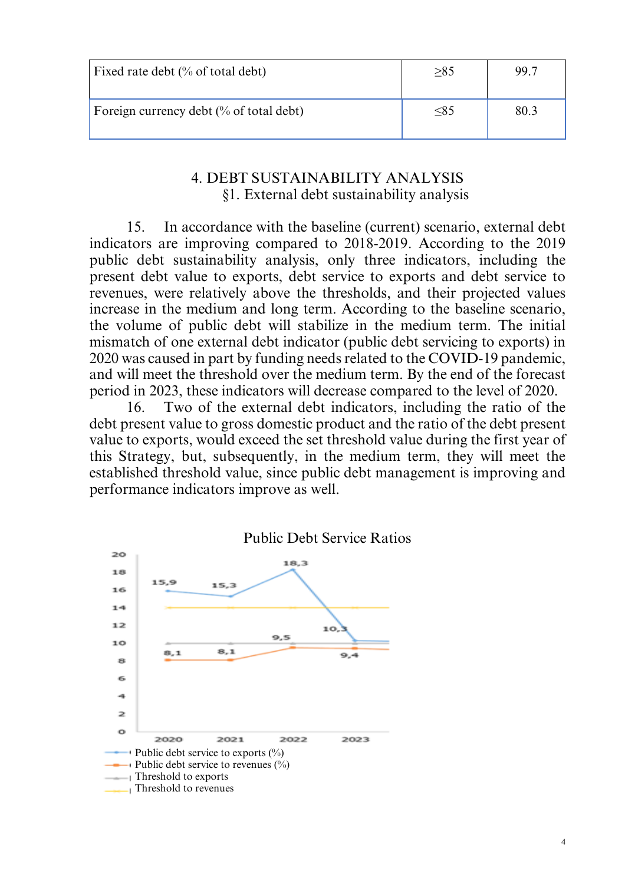| Fixed rate debt (% of total debt) | ≥85 | 99.7 |
|---|---|---|
| Foreign currency debt (% of total debt) | ≤85 | 80.3 |

# 4. DEBT SUSTAINABILITY ANALYSIS

## §1. External debt sustainability analysis

15. In accordance with the baseline (current) scenario, external debt indicators are improving compared to 2018-2019. According to the 2019 public debt sustainability analysis, only three indicators, including the present debt value to exports, debt service to exports and debt service to revenues, were relatively above the thresholds, and their projected values increase in the medium and long term. According to the baseline scenario, the volume of public debt will stabilize in the medium term. The initial mismatch of one external debt indicator (public debt servicing to exports) in 2020 was caused in part by funding needs related to the COVID-19 pandemic, and will meet the threshold over the medium term. By the end of the forecast period in 2023, these indicators will decrease compared to the level of 2020.

16. Two of the external debt indicators, including the ratio of the debt present value to gross domestic product and the ratio of the debt present value to exports, would exceed the set threshold value during the first year of this Strategy, but, subsequently, in the medium term, they will meet the established threshold value, since public debt management is improving and performance indicators improve as well.

Public Debt Service Ratios

| Year | Public debt service to exports (%) | Public debt service to revenues (%) |
|---|---|---|
| 2020 | 15,9 | 8,1 |
| 2021 | 15,3 | 8,1 |
| 2022 | 18,3 | 9,5 |
| 2023 | 10,3 | 9,4 |

- Public debt service to exports (%)
- Public debt service to revenues (%)
- Threshold to exports
- Threshold to revenues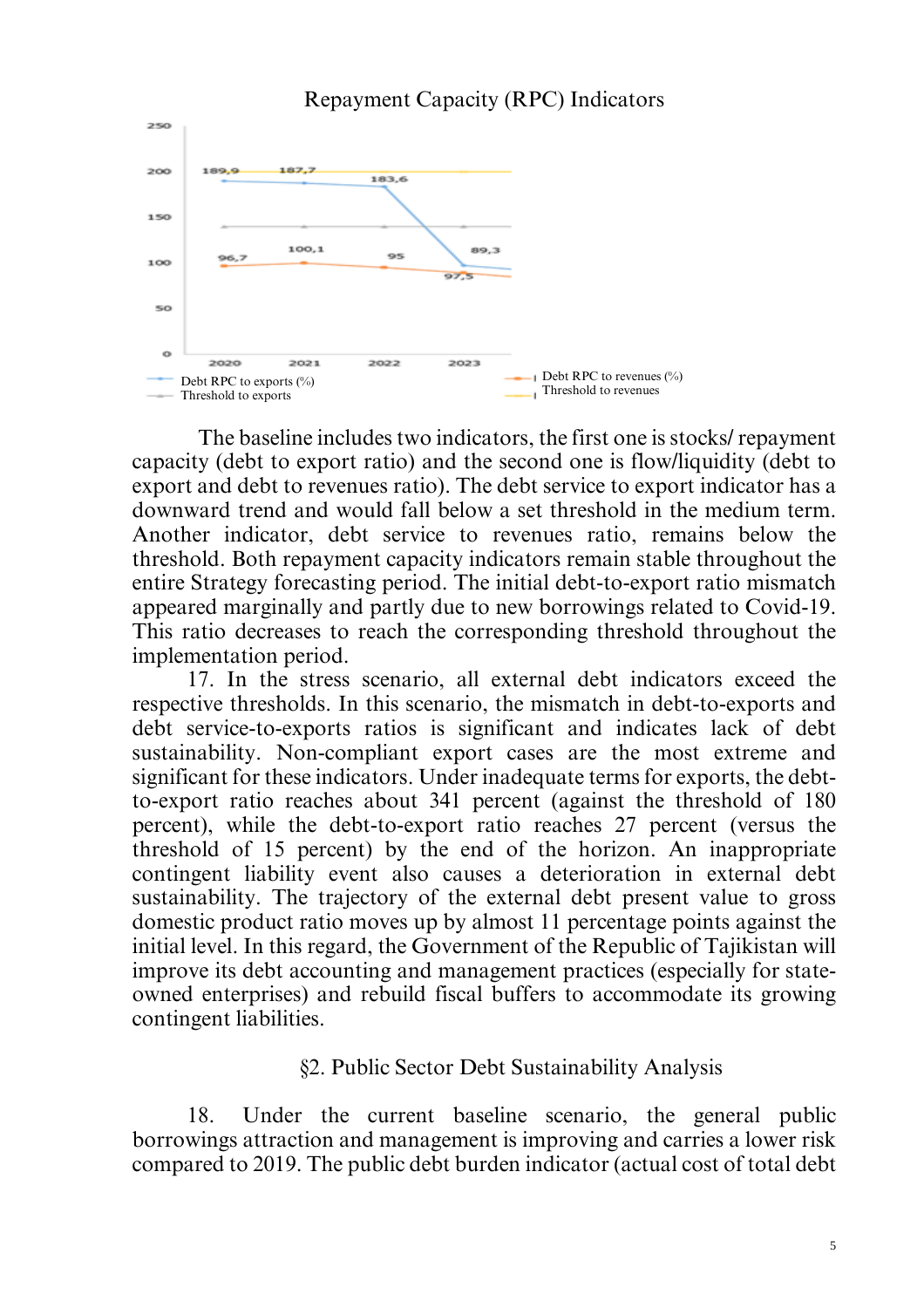Repayment Capacity (RPC) Indicators

The baseline includes two indicators, the first one is stocks/ repayment capacity (debt to export ratio) and the second one is flow/liquidity (debt to export and debt to revenues ratio). The debt service to export indicator has a downward trend and would fall below a set threshold in the medium term. Another indicator, debt service to revenues ratio, remains below the threshold. Both repayment capacity indicators remain stable throughout the entire Strategy forecasting period. The initial debt-to-export ratio mismatch appeared marginally and partly due to new borrowings related to Covid-19. This ratio decreases to reach the corresponding threshold throughout the implementation period.

17. In the stress scenario, all external debt indicators exceed the respective thresholds. In this scenario, the mismatch in debt-to-exports and debt service-to-exports ratios is significant and indicates lack of debt sustainability. Non-compliant export cases are the most extreme and significant for these indicators. Under inadequate terms for exports, the debt-to-export ratio reaches about 341 percent (against the threshold of 180 percent), while the debt-to-export ratio reaches 27 percent (versus the threshold of 15 percent) by the end of the horizon. An inappropriate contingent liability event also causes a deterioration in external debt sustainability. The trajectory of the external debt present value to gross domestic product ratio moves up by almost 11 percentage points against the initial level. In this regard, the Government of the Republic of Tajikistan will improve its debt accounting and management practices (especially for state-owned enterprises) and rebuild fiscal buffers to accommodate its growing contingent liabilities.

## §2. Public Sector Debt Sustainability Analysis

18. Under the current baseline scenario, the general public borrowings attraction and management is improving and carries a lower risk compared to 2019. The public debt burden indicator (actual cost of total debt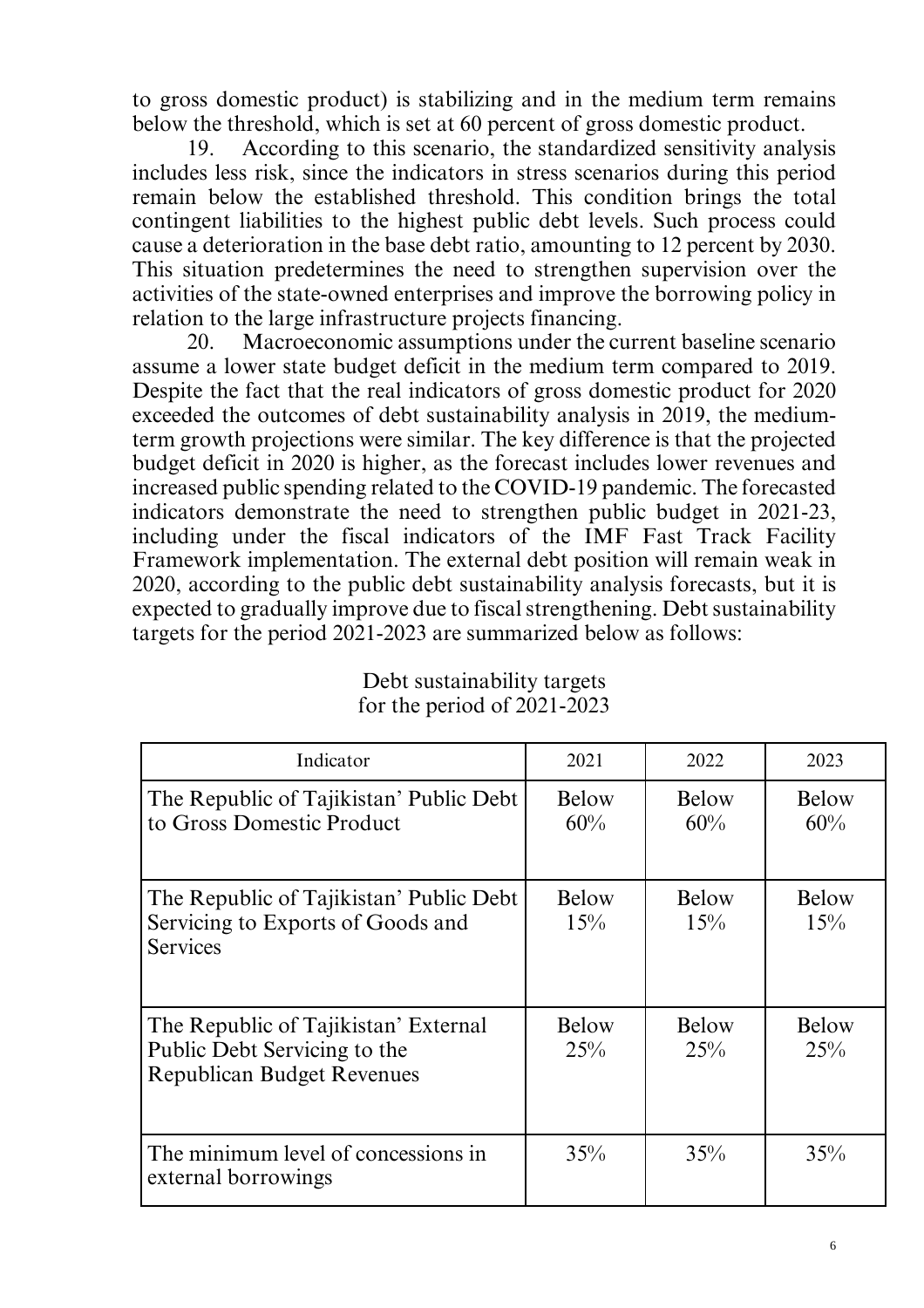to gross domestic product) is stabilizing and in the medium term remains below the threshold, which is set at 60 percent of gross domestic product.

19. According to this scenario, the standardized sensitivity analysis includes less risk, since the indicators in stress scenarios during this period remain below the established threshold. This condition brings the total contingent liabilities to the highest public debt levels. Such process could cause a deterioration in the base debt ratio, amounting to 12 percent by 2030. This situation predetermines the need to strengthen supervision over the activities of the state-owned enterprises and improve the borrowing policy in relation to the large infrastructure projects financing.

20. Macroeconomic assumptions under the current baseline scenario assume a lower state budget deficit in the medium term compared to 2019. Despite the fact that the real indicators of gross domestic product for 2020 exceeded the outcomes of debt sustainability analysis in 2019, the medium-term growth projections were similar. The key difference is that the projected budget deficit in 2020 is higher, as the forecast includes lower revenues and increased public spending related to the COVID-19 pandemic. The forecasted indicators demonstrate the need to strengthen public budget in 2021-23, including under the fiscal indicators of the IMF Fast Track Facility Framework implementation. The external debt position will remain weak in 2020, according to the public debt sustainability analysis forecasts, but it is expected to gradually improve due to fiscal strengthening. Debt sustainability targets for the period 2021-2023 are summarized below as follows:

Debt sustainability targets
for the period of 2021-2023

| Indicator | 2021 | 2022 | 2023 |
|---|---|---|---|
| The Republic of Tajikistan' Public Debt to Gross Domestic Product | Below 60% | Below 60% | Below 60% |
| The Republic of Tajikistan' Public Debt Servicing to Exports of Goods and Services | Below 15% | Below 15% | Below 15% |
| The Republic of Tajikistan' External Public Debt Servicing to the Republican Budget Revenues | Below 25% | Below 25% | Below 25% |
| The minimum level of concessions in external borrowings | 35% | 35% | 35% |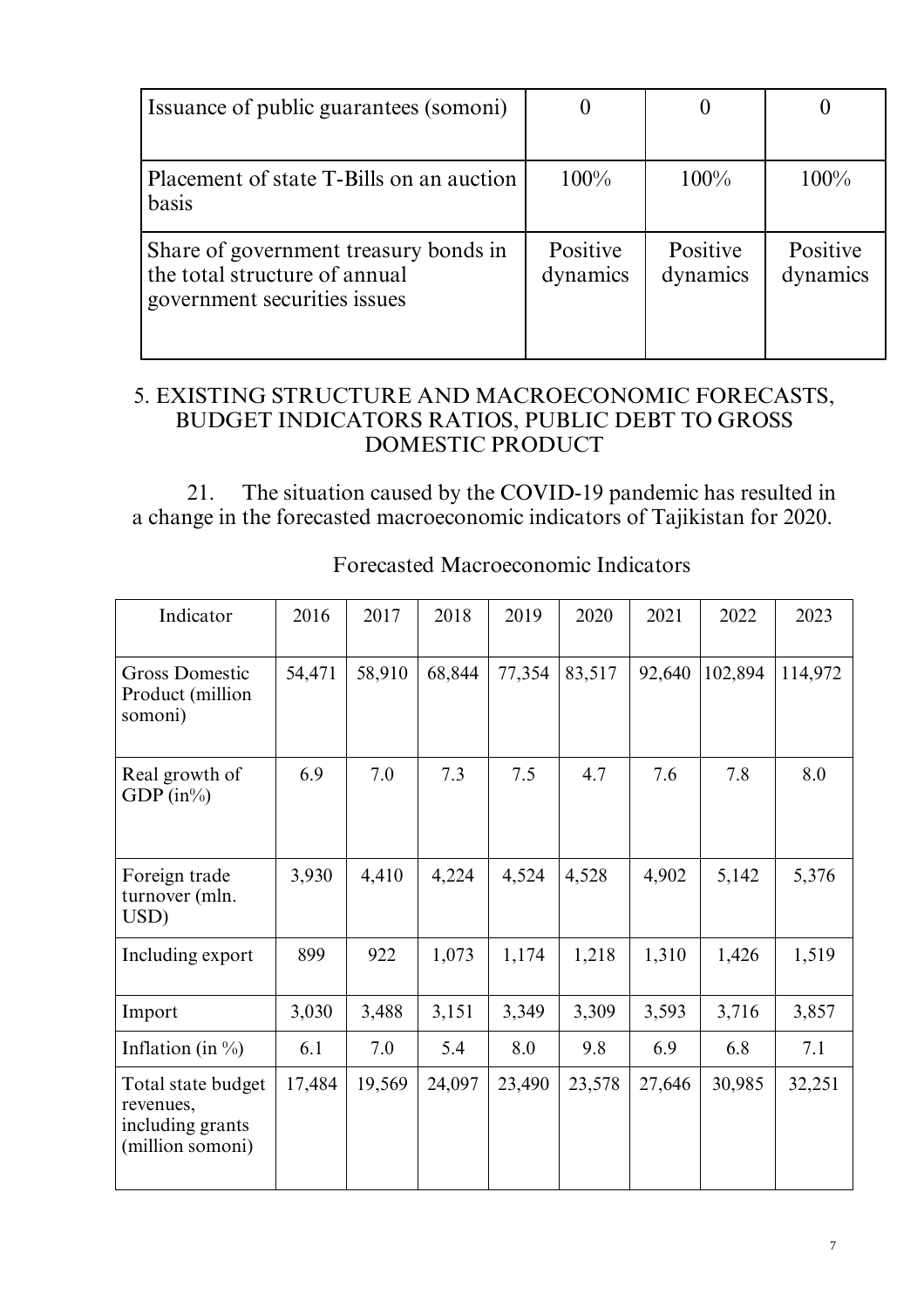| Issuance of public guarantees (somoni) | 0 | 0 | 0 |
|---|---|---|---|
| Placement of state T-Bills on an auction basis | 100% | 100% | 100% |
| Share of government treasury bonds in the total structure of annual government securities issues | Positive dynamics | Positive dynamics | Positive dynamics |

## 5. EXISTING STRUCTURE AND MACROECONOMIC FORECASTS, BUDGET INDICATORS RATIOS, PUBLIC DEBT TO GROSS DOMESTIC PRODUCT

21. The situation caused by the COVID-19 pandemic has resulted in a change in the forecasted macroeconomic indicators of Tajikistan for 2020.

Forecasted Macroeconomic Indicators

| Indicator | 2016 | 2017 | 2018 | 2019 | 2020 | 2021 | 2022 | 2023 |
|---|---|---|---|---|---|---|---|---|
| Gross Domestic Product (million somoni) | 54,471 | 58,910 | 68,844 | 77,354 | 83,517 | 92,640 | 102,894 | 114,972 |
| Real growth of GDP (in%) | 6.9 | 7.0 | 7.3 | 7.5 | 4.7 | 7.6 | 7.8 | 8.0 |
| Foreign trade turnover (mln. USD) | 3,930 | 4,410 | 4,224 | 4,524 | 4,528 | 4,902 | 5,142 | 5,376 |
| Including export | 899 | 922 | 1,073 | 1,174 | 1,218 | 1,310 | 1,426 | 1,519 |
| Import | 3,030 | 3,488 | 3,151 | 3,349 | 3,309 | 3,593 | 3,716 | 3,857 |
| Inflation (in %) | 6.1 | 7.0 | 5.4 | 8.0 | 9.8 | 6.9 | 6.8 | 7.1 |
| Total state budget revenues, including grants (million somoni) | 17,484 | 19,569 | 24,097 | 23,490 | 23,578 | 27,646 | 30,985 | 32,251 |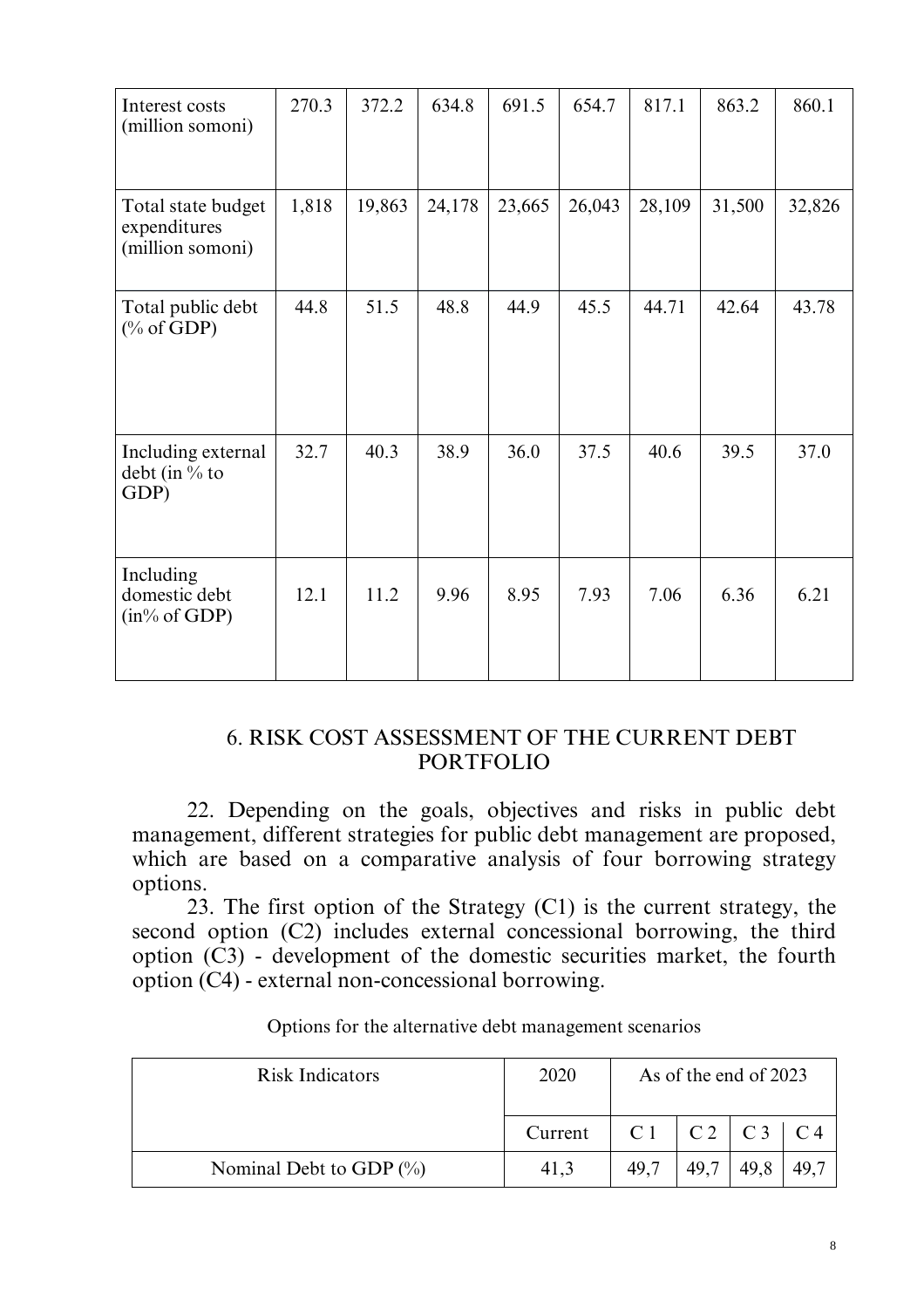| | | | | | | | | |
|---|---|---|---|---|---|---|---|---|
| Interest costs (million somoni) | 270.3 | 372.2 | 634.8 | 691.5 | 654.7 | 817.1 | 863.2 | 860.1 |
| Total state budget expenditures (million somoni) | 1,818 | 19,863 | 24,178 | 23,665 | 26,043 | 28,109 | 31,500 | 32,826 |
| Total public debt (% of GDP) | 44.8 | 51.5 | 48.8 | 44.9 | 45.5 | 44.71 | 42.64 | 43.78 |
| Including external debt (in % to GDP) | 32.7 | 40.3 | 38.9 | 36.0 | 37.5 | 40.6 | 39.5 | 37.0 |
| Including domestic debt (in% of GDP) | 12.1 | 11.2 | 9.96 | 8.95 | 7.93 | 7.06 | 6.36 | 6.21 |

## 6. RISK COST ASSESSMENT OF THE CURRENT DEBT PORTFOLIO

22. Depending on the goals, objectives and risks in public debt management, different strategies for public debt management are proposed, which are based on a comparative analysis of four borrowing strategy options.

23. The first option of the Strategy (C1) is the current strategy, the second option (C2) includes external concessional borrowing, the third option (C3) - development of the domestic securities market, the fourth option (C4) - external non-concessional borrowing.

Options for the alternative debt management scenarios

| Risk Indicators | 2020 | As of the end of 2023 | | | |
|---|---|---|---|---|---|
| | Current | C 1 | C 2 | C 3 | C 4 |
| Nominal Debt to GDP (%) | 41,3 | 49,7 | 49,7 | 49,8 | 49,7 |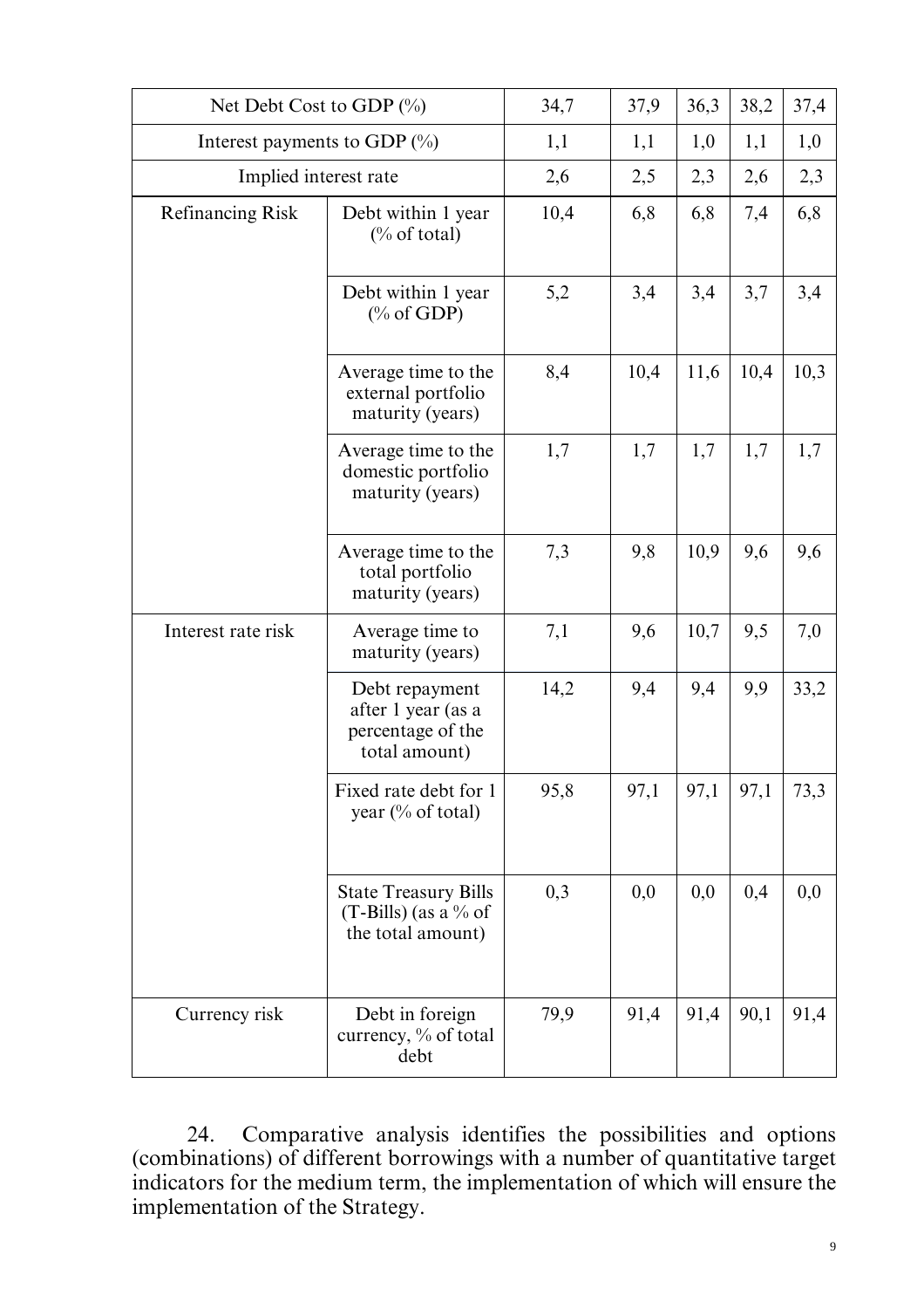| | | | | | | |
|---|---|---|---|---|---|---|
| Net Debt Cost to GDP (%) | | 34,7 | 37,9 | 36,3 | 38,2 | 37,4 |
| Interest payments to GDP (%) | | 1,1 | 1,1 | 1,0 | 1,1 | 1,0 |
| Implied interest rate | | 2,6 | 2,5 | 2,3 | 2,6 | 2,3 |
| Refinancing Risk | Debt within 1 year (% of total) | 10,4 | 6,8 | 6,8 | 7,4 | 6,8 |
| | Debt within 1 year (% of GDP) | 5,2 | 3,4 | 3,4 | 3,7 | 3,4 |
| | Average time to the external portfolio maturity (years) | 8,4 | 10,4 | 11,6 | 10,4 | 10,3 |
| | Average time to the domestic portfolio maturity (years) | 1,7 | 1,7 | 1,7 | 1,7 | 1,7 |
| | Average time to the total portfolio maturity (years) | 7,3 | 9,8 | 10,9 | 9,6 | 9,6 |
| Interest rate risk | Average time to maturity (years) | 7,1 | 9,6 | 10,7 | 9,5 | 7,0 |
| | Debt repayment after 1 year (as a percentage of the total amount) | 14,2 | 9,4 | 9,4 | 9,9 | 33,2 |
| | Fixed rate debt for 1 year (% of total) | 95,8 | 97,1 | 97,1 | 97,1 | 73,3 |
| | State Treasury Bills (T-Bills) (as a % of the total amount) | 0,3 | 0,0 | 0,0 | 0,4 | 0,0 |
| Currency risk | Debt in foreign currency, % of total debt | 79,9 | 91,4 | 91,4 | 90,1 | 91,4 |

24. Comparative analysis identifies the possibilities and options (combinations) of different borrowings with a number of quantitative target indicators for the medium term, the implementation of which will ensure the implementation of the Strategy.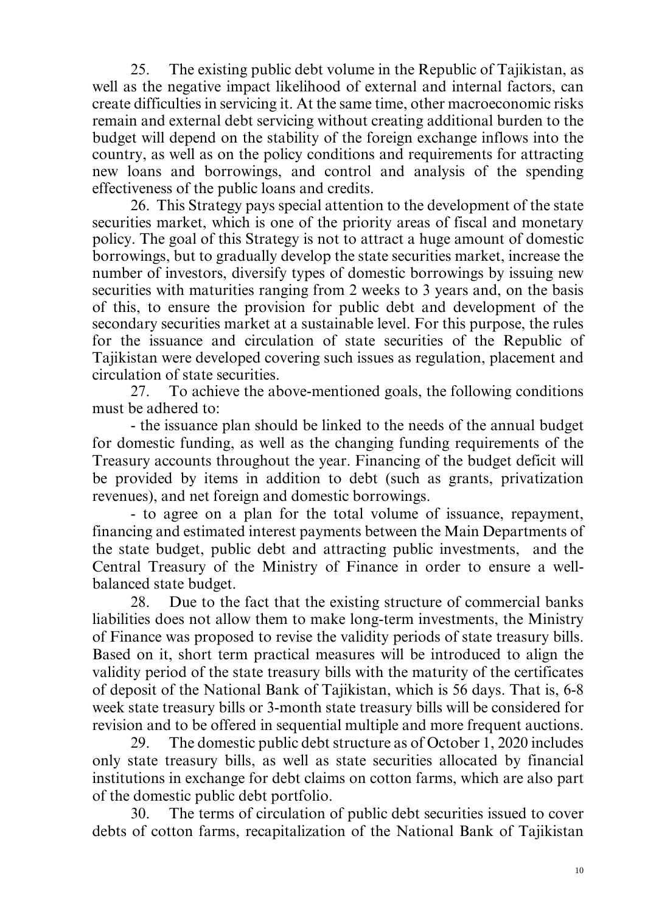25. The existing public debt volume in the Republic of Tajikistan, as well as the negative impact likelihood of external and internal factors, can create difficulties in servicing it. At the same time, other macroeconomic risks remain and external debt servicing without creating additional burden to the budget will depend on the stability of the foreign exchange inflows into the country, as well as on the policy conditions and requirements for attracting new loans and borrowings, and control and analysis of the spending effectiveness of the public loans and credits.

26. This Strategy pays special attention to the development of the state securities market, which is one of the priority areas of fiscal and monetary policy. The goal of this Strategy is not to attract a huge amount of domestic borrowings, but to gradually develop the state securities market, increase the number of investors, diversify types of domestic borrowings by issuing new securities with maturities ranging from 2 weeks to 3 years and, on the basis of this, to ensure the provision for public debt and development of the secondary securities market at a sustainable level. For this purpose, the rules for the issuance and circulation of state securities of the Republic of Tajikistan were developed covering such issues as regulation, placement and circulation of state securities.

27. To achieve the above-mentioned goals, the following conditions must be adhered to:

- the issuance plan should be linked to the needs of the annual budget for domestic funding, as well as the changing funding requirements of the Treasury accounts throughout the year. Financing of the budget deficit will be provided by items in addition to debt (such as grants, privatization revenues), and net foreign and domestic borrowings.

- to agree on a plan for the total volume of issuance, repayment, financing and estimated interest payments between the Main Departments of the state budget, public debt and attracting public investments, and the Central Treasury of the Ministry of Finance in order to ensure a well-balanced state budget.

28. Due to the fact that the existing structure of commercial banks liabilities does not allow them to make long-term investments, the Ministry of Finance was proposed to revise the validity periods of state treasury bills. Based on it, short term practical measures will be introduced to align the validity period of the state treasury bills with the maturity of the certificates of deposit of the National Bank of Tajikistan, which is 56 days. That is, 6-8 week state treasury bills or 3-month state treasury bills will be considered for revision and to be offered in sequential multiple and more frequent auctions.

29. The domestic public debt structure as of October 1, 2020 includes only state treasury bills, as well as state securities allocated by financial institutions in exchange for debt claims on cotton farms, which are also part of the domestic public debt portfolio.

30. The terms of circulation of public debt securities issued to cover debts of cotton farms, recapitalization of the National Bank of Tajikistan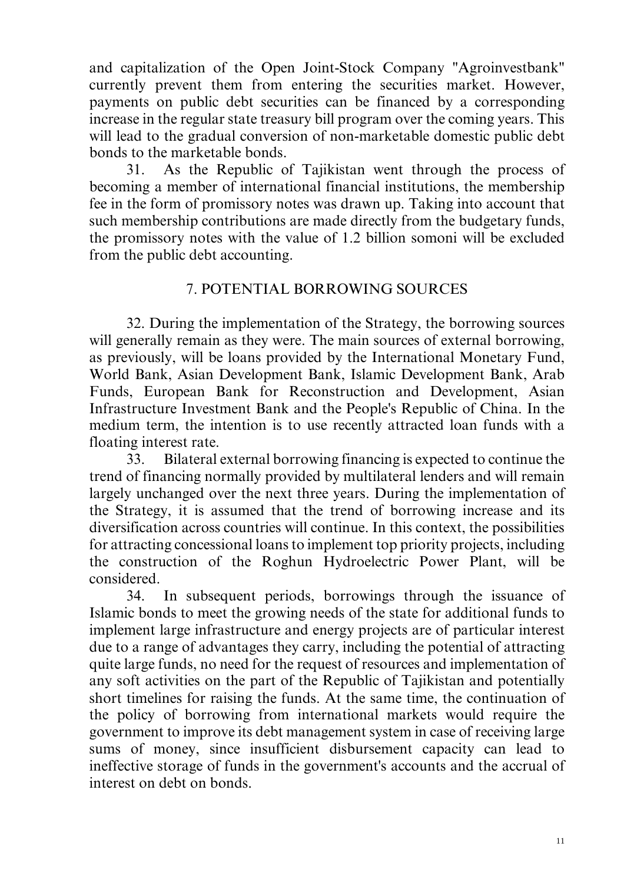and capitalization of the Open Joint-Stock Company "Agroinvestbank" currently prevent them from entering the securities market. However, payments on public debt securities can be financed by a corresponding increase in the regular state treasury bill program over the coming years. This will lead to the gradual conversion of non-marketable domestic public debt bonds to the marketable bonds.

31. As the Republic of Tajikistan went through the process of becoming a member of international financial institutions, the membership fee in the form of promissory notes was drawn up. Taking into account that such membership contributions are made directly from the budgetary funds, the promissory notes with the value of 1.2 billion somoni will be excluded from the public debt accounting.

## 7. POTENTIAL BORROWING SOURCES

32. During the implementation of the Strategy, the borrowing sources will generally remain as they were. The main sources of external borrowing, as previously, will be loans provided by the International Monetary Fund, World Bank, Asian Development Bank, Islamic Development Bank, Arab Funds, European Bank for Reconstruction and Development, Asian Infrastructure Investment Bank and the People's Republic of China. In the medium term, the intention is to use recently attracted loan funds with a floating interest rate.

33. Bilateral external borrowing financing is expected to continue the trend of financing normally provided by multilateral lenders and will remain largely unchanged over the next three years. During the implementation of the Strategy, it is assumed that the trend of borrowing increase and its diversification across countries will continue. In this context, the possibilities for attracting concessional loans to implement top priority projects, including the construction of the Roghun Hydroelectric Power Plant, will be considered.

34. In subsequent periods, borrowings through the issuance of Islamic bonds to meet the growing needs of the state for additional funds to implement large infrastructure and energy projects are of particular interest due to a range of advantages they carry, including the potential of attracting quite large funds, no need for the request of resources and implementation of any soft activities on the part of the Republic of Tajikistan and potentially short timelines for raising the funds. At the same time, the continuation of the policy of borrowing from international markets would require the government to improve its debt management system in case of receiving large sums of money, since insufficient disbursement capacity can lead to ineffective storage of funds in the government's accounts and the accrual of interest on debt on bonds.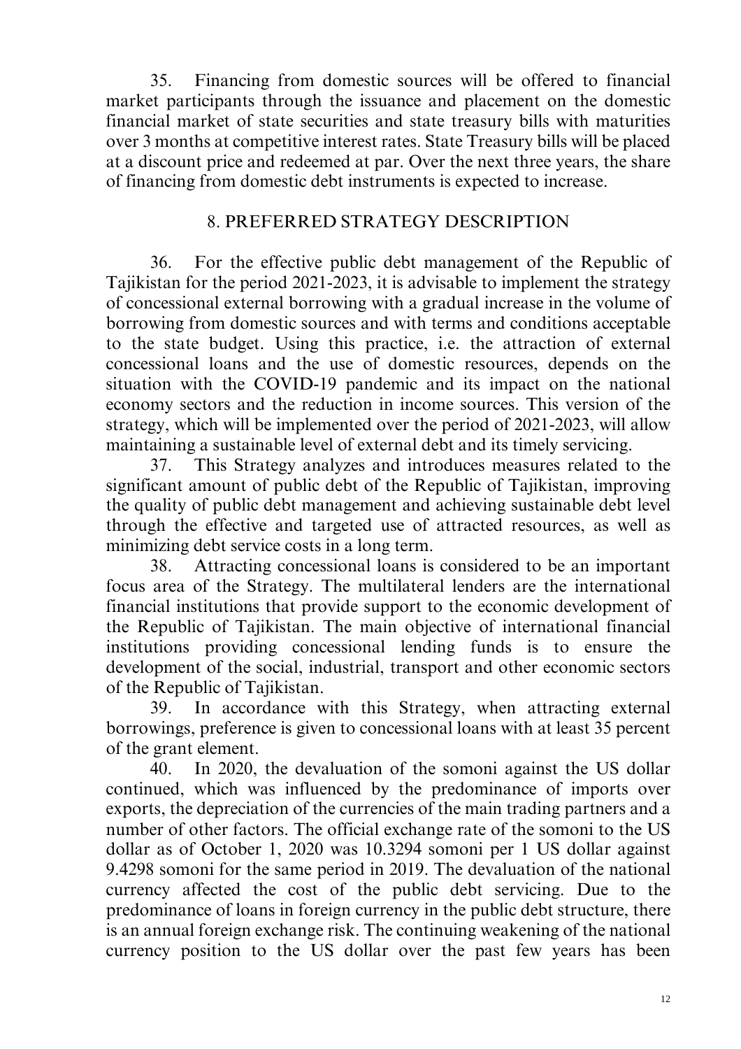35. Financing from domestic sources will be offered to financial market participants through the issuance and placement on the domestic financial market of state securities and state treasury bills with maturities over 3 months at competitive interest rates. State Treasury bills will be placed at a discount price and redeemed at par. Over the next three years, the share of financing from domestic debt instruments is expected to increase.

## 8. PREFERRED STRATEGY DESCRIPTION

36. For the effective public debt management of the Republic of Tajikistan for the period 2021-2023, it is advisable to implement the strategy of concessional external borrowing with a gradual increase in the volume of borrowing from domestic sources and with terms and conditions acceptable to the state budget. Using this practice, i.e. the attraction of external concessional loans and the use of domestic resources, depends on the situation with the COVID-19 pandemic and its impact on the national economy sectors and the reduction in income sources. This version of the strategy, which will be implemented over the period of 2021-2023, will allow maintaining a sustainable level of external debt and its timely servicing.

37. This Strategy analyzes and introduces measures related to the significant amount of public debt of the Republic of Tajikistan, improving the quality of public debt management and achieving sustainable debt level through the effective and targeted use of attracted resources, as well as minimizing debt service costs in a long term.

38. Attracting concessional loans is considered to be an important focus area of the Strategy. The multilateral lenders are the international financial institutions that provide support to the economic development of the Republic of Tajikistan. The main objective of international financial institutions providing concessional lending funds is to ensure the development of the social, industrial, transport and other economic sectors of the Republic of Tajikistan.

39. In accordance with this Strategy, when attracting external borrowings, preference is given to concessional loans with at least 35 percent of the grant element.

40. In 2020, the devaluation of the somoni against the US dollar continued, which was influenced by the predominance of imports over exports, the depreciation of the currencies of the main trading partners and a number of other factors. The official exchange rate of the somoni to the US dollar as of October 1, 2020 was 10.3294 somoni per 1 US dollar against 9.4298 somoni for the same period in 2019. The devaluation of the national currency affected the cost of the public debt servicing. Due to the predominance of loans in foreign currency in the public debt structure, there is an annual foreign exchange risk. The continuing weakening of the national currency position to the US dollar over the past few years has been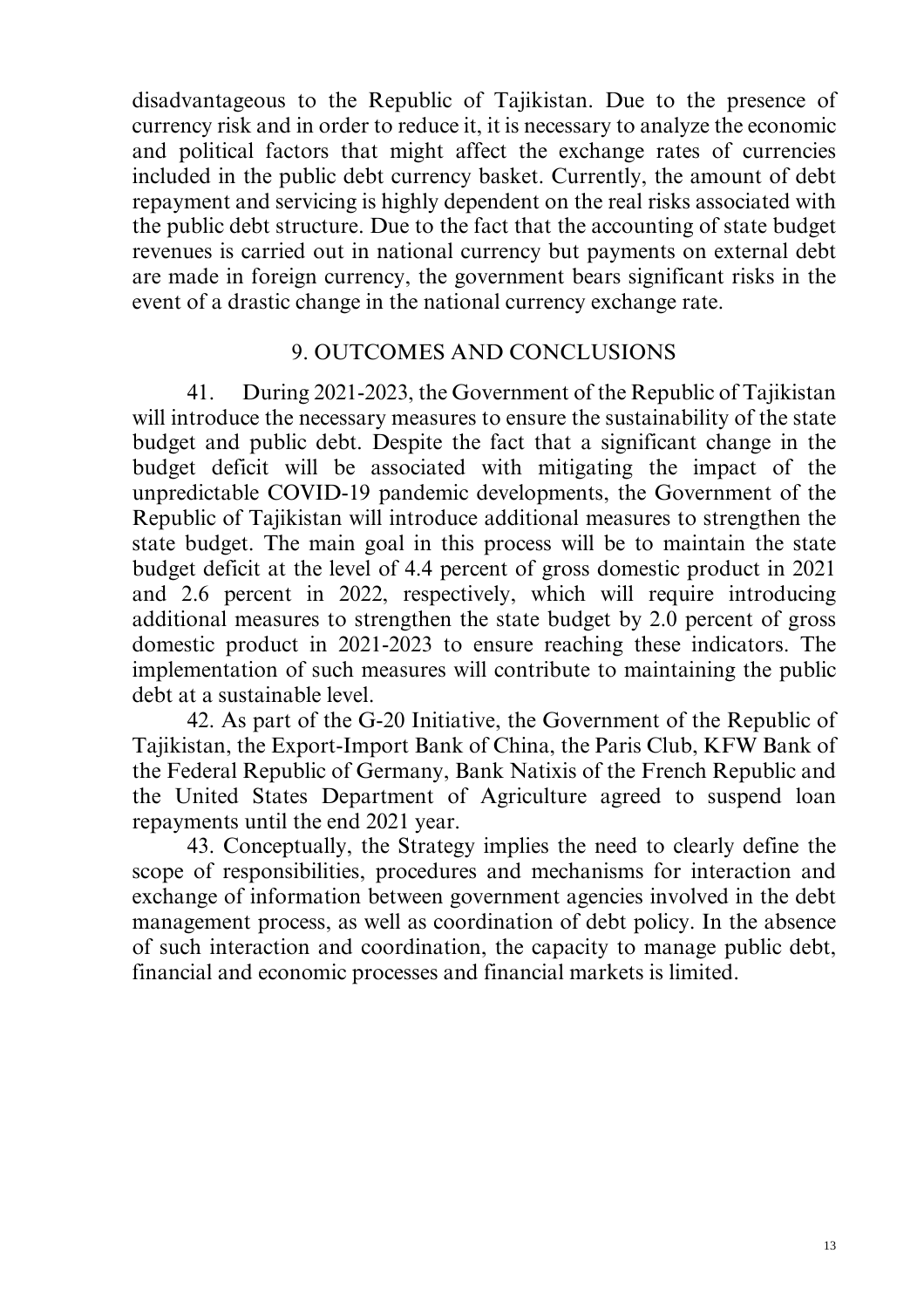disadvantageous to the Republic of Tajikistan. Due to the presence of currency risk and in order to reduce it, it is necessary to analyze the economic and political factors that might affect the exchange rates of currencies included in the public debt currency basket. Currently, the amount of debt repayment and servicing is highly dependent on the real risks associated with the public debt structure. Due to the fact that the accounting of state budget revenues is carried out in national currency but payments on external debt are made in foreign currency, the government bears significant risks in the event of a drastic change in the national currency exchange rate.

## 9. OUTCOMES AND CONCLUSIONS

41. During 2021-2023, the Government of the Republic of Tajikistan will introduce the necessary measures to ensure the sustainability of the state budget and public debt. Despite the fact that a significant change in the budget deficit will be associated with mitigating the impact of the unpredictable COVID-19 pandemic developments, the Government of the Republic of Tajikistan will introduce additional measures to strengthen the state budget. The main goal in this process will be to maintain the state budget deficit at the level of 4.4 percent of gross domestic product in 2021 and 2.6 percent in 2022, respectively, which will require introducing additional measures to strengthen the state budget by 2.0 percent of gross domestic product in 2021-2023 to ensure reaching these indicators. The implementation of such measures will contribute to maintaining the public debt at a sustainable level.

42. As part of the G-20 Initiative, the Government of the Republic of Tajikistan, the Export-Import Bank of China, the Paris Club, KFW Bank of the Federal Republic of Germany, Bank Natixis of the French Republic and the United States Department of Agriculture agreed to suspend loan repayments until the end 2021 year.

43. Conceptually, the Strategy implies the need to clearly define the scope of responsibilities, procedures and mechanisms for interaction and exchange of information between government agencies involved in the debt management process, as well as coordination of debt policy. In the absence of such interaction and coordination, the capacity to manage public debt, financial and economic processes and financial markets is limited.